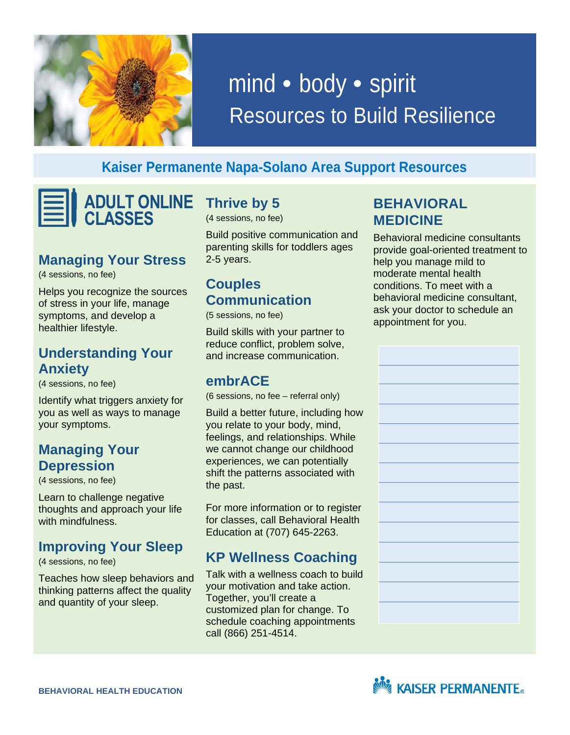# mind • body • spirit

## Resources to Build Resilience

### Kaiser Permanente Napa-Solano Area Support Resources

## ADULT ONLINE CLASSES

### Managing Your Stress

(4 sessions, no fee)

Helps you recognize the sources of stress in your life, manage symptoms, and develop a healthier lifestyle.

### Understanding Your Anxiety

(4 sessions, no fee)

Identify what triggers anxiety for you as well as ways to manage your symptoms.

### Managing Your Depression

(4 sessions, no fee)

Learn to challenge negative thoughts and approach your life with mindfulness.

### Improving Your Sleep

(4 sessions, no fee)

Teaches how sleep behaviors and thinking patterns affect the quality and quantity of your sleep.

### Thrive by 5

(4 sessions, no fee)

Build positive communication and parenting skills for toddlers ages 2-5 years.

### Couples Communication

(5 sessions, no fee)

Build skills with your partner to reduce conflict, problem solve, and increase communication.

### embrACE

(6 sessions, no fee – referral only)

Build a better future, including how you relate to your body, mind, feelings, and relationships. While we cannot change our childhood experiences, we can potentially shift the patterns associated with the past.

For more information or to register for classes, call Behavioral Health Education at (707) 645-2263.

### KP Wellness Coaching

Talk with a wellness coach to build your motivation and take action. Together, you'll create a customized plan for change. To schedule coaching appointments call (866) 251-4514.

## BEHAVIORAL MEDICINE

Behavioral medicine consultants provide goal-oriented treatment to help you manage mild to moderate mental health conditions. To meet with a behavioral medicine consultant, ask your doctor to schedule an appointment for you.

BEHAVIORAL HEALTH EDUCATION

KAISER PERMANENTE®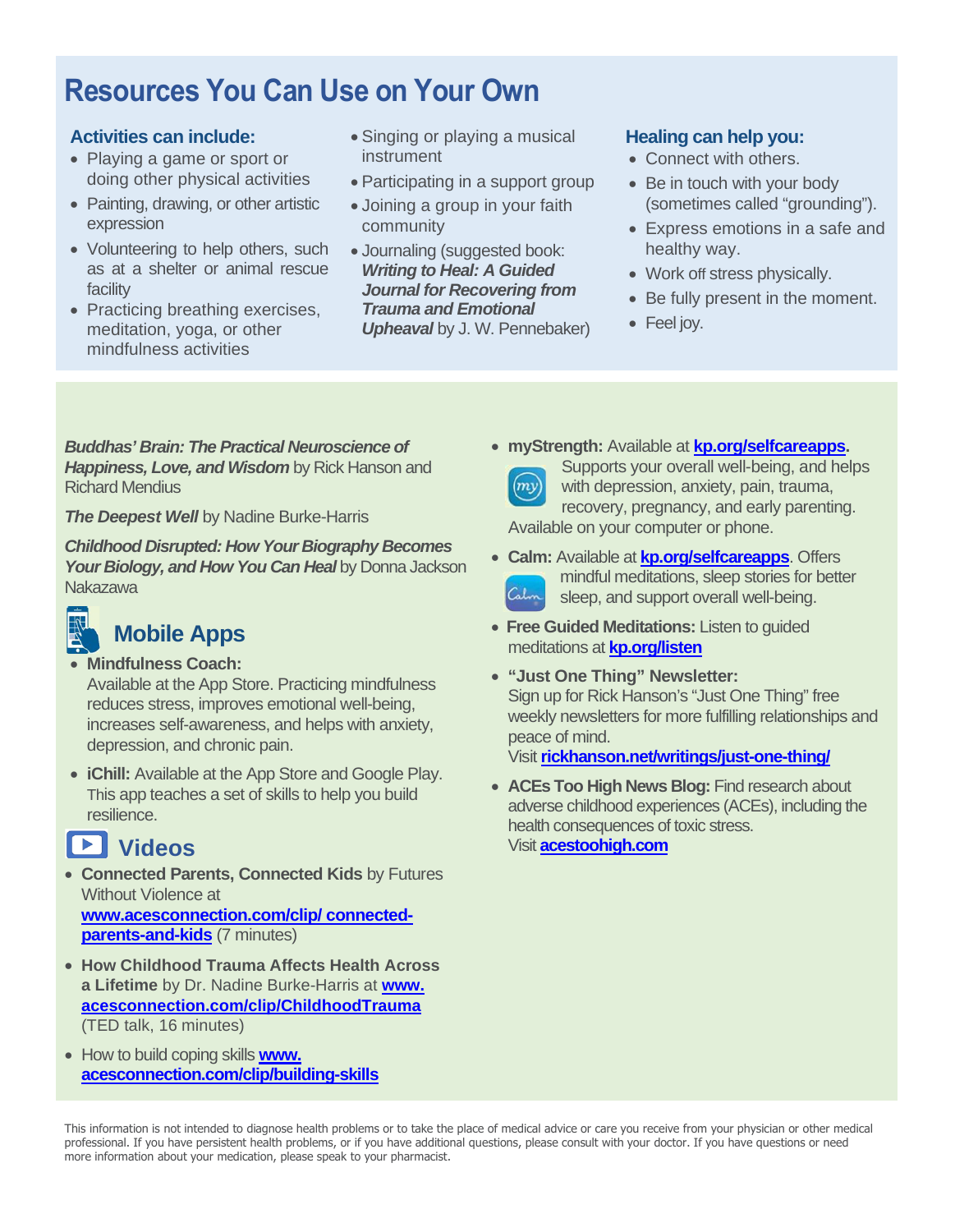# Resources You Can Use on Your Own

### Activities can include:

- Playing a game or sport or doing other physical activities
- Painting, drawing, or other artistic expression
- Volunteering to help others, such as at a shelter or animal rescue facility
- Practicing breathing exercises, meditation, yoga, or other mindfulness activities
- Singing or playing a musical instrument
- Participating in a support group
- Joining a group in your faith community
- Journaling (suggested book: ***Writing to Heal: A Guided Journal for Recovering from Trauma and Emotional Upheaval*** by J. W. Pennebaker)

### Healing can help you:

- Connect with others.
- Be in touch with your body (sometimes called "grounding").
- Express emotions in a safe and healthy way.
- Work off stress physically.
- Be fully present in the moment.
- Feel joy.

***Buddhas' Brain: The Practical Neuroscience of Happiness, Love, and Wisdom*** by Rick Hanson and Richard Mendius

***The Deepest Well*** by Nadine Burke-Harris

***Childhood Disrupted: How Your Biography Becomes Your Biology, and How You Can Heal*** by Donna Jackson Nakazawa

## Mobile Apps

- **Mindfulness Coach:** Available at the App Store. Practicing mindfulness reduces stress, improves emotional well-being, increases self-awareness, and helps with anxiety, depression, and chronic pain.
- **iChill:** Available at the App Store and Google Play. This app teaches a set of skills to help you build resilience.

## Videos

- **Connected Parents, Connected Kids** by Futures Without Violence at **www.acesconnection.com/clip/ connected-parents-and-kids** (7 minutes)
- **How Childhood Trauma Affects Health Across a Lifetime** by Dr. Nadine Burke-Harris at **www.acesconnection.com/clip/ChildhoodTrauma** (TED talk, 16 minutes)
- How to build coping skills **www.acesconnection.com/clip/building-skills**

- **myStrength:** Available at **kp.org/selfcareapps.** Supports your overall well-being, and helps with depression, anxiety, pain, trauma, recovery, pregnancy, and early parenting. Available on your computer or phone.
- **Calm:** Available at **kp.org/selfcareapps**. Offers mindful meditations, sleep stories for better sleep, and support overall well-being.
- **Free Guided Meditations:** Listen to guided meditations at **kp.org/listen**
- **"Just One Thing" Newsletter:** Sign up for Rick Hanson's "Just One Thing" free weekly newsletters for more fulfilling relationships and peace of mind. Visit **rickhanson.net/writings/just-one-thing/**
- **ACEs Too High News Blog:** Find research about adverse childhood experiences (ACEs), including the health consequences of toxic stress. Visit **acestoohigh.com**

This information is not intended to diagnose health problems or to take the place of medical advice or care you receive from your physician or other medical professional. If you have persistent health problems, or if you have additional questions, please consult with your doctor. If you have questions or need more information about your medication, please speak to your pharmacist.